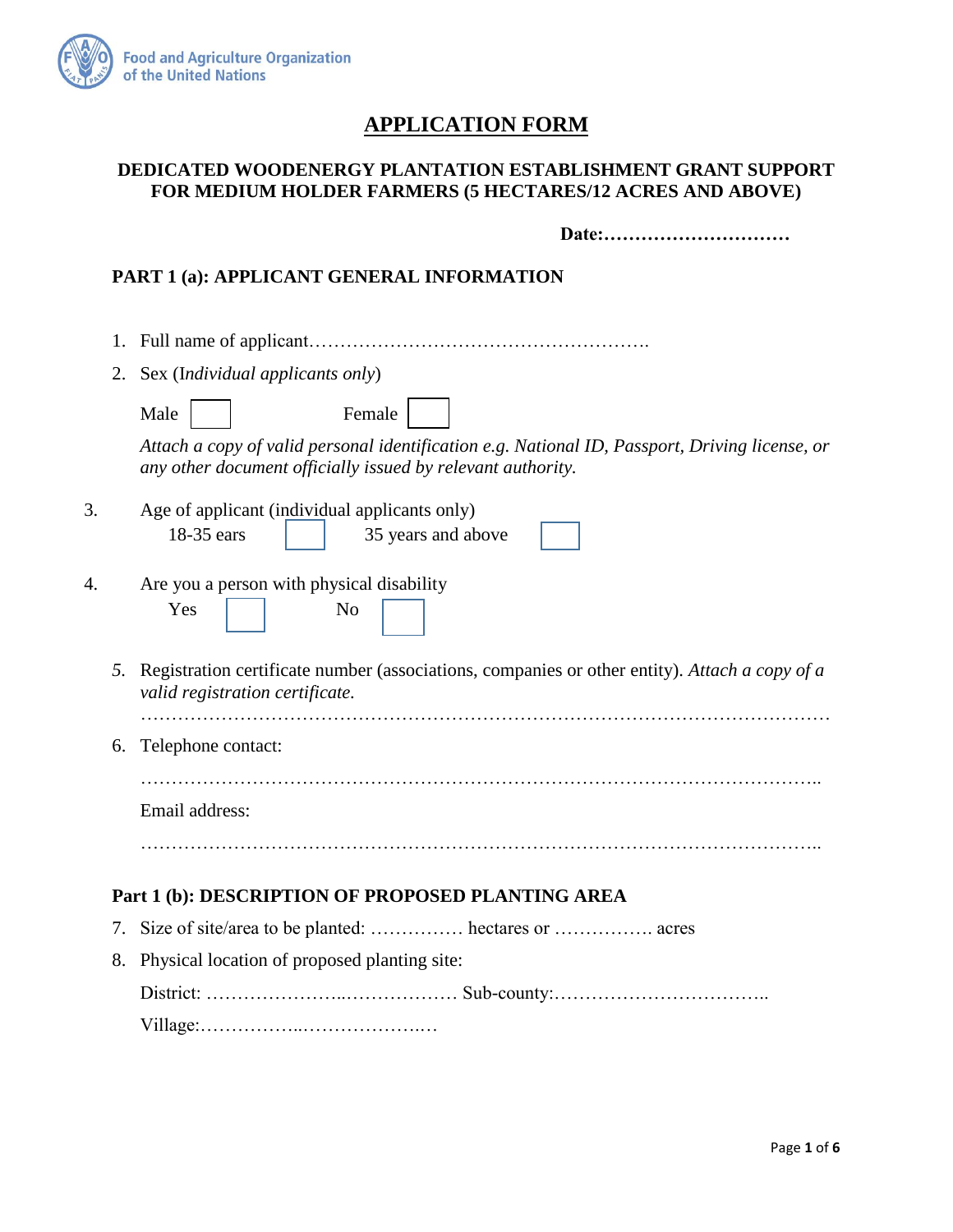Food and Agriculture Organization of the United Nations

# APPLICATION FORM

## DEDICATED WOODENERGY PLANTATION ESTABLISHMENT GRANT SUPPORT FOR MEDIUM HOLDER FARMERS (5 HECTARES/12 ACRES AND ABOVE)

**Date:…………………………**

### PART 1 (a): APPLICANT GENERAL INFORMATION

1. Full name of applicant……………………………………………….
2. Sex (*Individual applicants only*)

   Male ☐ Female ☐

   *Attach a copy of valid personal identification e.g. National ID, Passport, Driving license, or any other document officially issued by relevant authority.*

3. Age of applicant (individual applicants only)

   18-35 ears ☐ 35 years and above ☐

4. Are you a person with physical disability

   Yes ☐ No ☐

5. Registration certificate number (associations, companies or other entity). *Attach a copy of a valid registration certificate.*

   ………………………………………………………………………………………………

6. Telephone contact:

   ……………………………………………………………………………………………..

   Email address:

   ……………………………………………………………………………………………..

### Part 1 (b): DESCRIPTION OF PROPOSED PLANTING AREA

7. Size of site/area to be planted: …………… hectares or ……………. acres
8. Physical location of proposed planting site:

   District: …………………..……………… Sub-county:……………………………..

   Village:……………..………………..…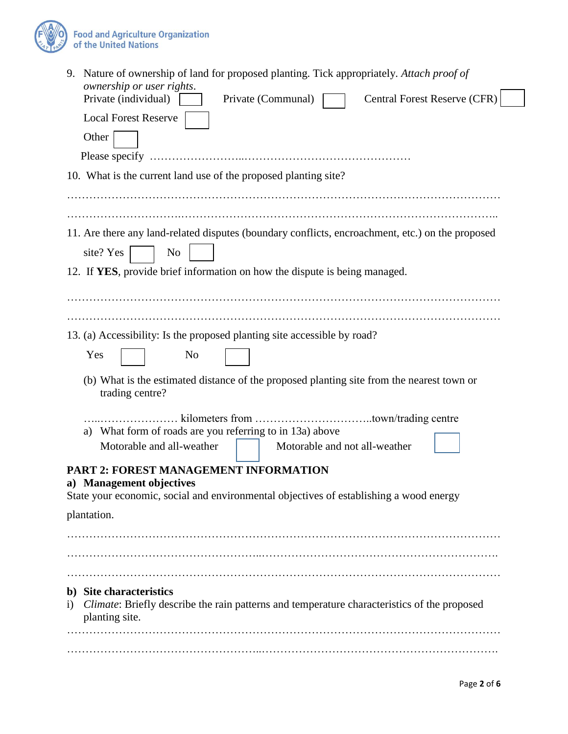9. Nature of ownership of land for proposed planting. Tick appropriately. *Attach proof of ownership or user rights.*
   Private (individual) ☐ Private (Communal) ☐ Central Forest Reserve (CFR) ☐

   Local Forest Reserve ☐

   Other ☐

   Please specify ……………………..………………………………………

10. What is the current land use of the proposed planting site?

……………………………………………………………………………………………………

………………………….………………………………………………………………………..

11. Are there any land-related disputes (boundary conflicts, encroachment, etc.) on the proposed site? Yes ☐ No ☐

12. If **YES**, provide brief information on how the dispute is being managed.

……………………………………………………………………………………………………

……………………………………………………………………………………………………

13. (a) Accessibility: Is the proposed planting site accessible by road?

    Yes ☐ No ☐

    (b) What is the estimated distance of the proposed planting site from the nearest town or trading centre?

    …...………………… kilometers from …………………………..town/trading centre

    a) What form of roads are you referring to in 13a) above
       Motorable and all-weather ☐ Motorable and not all-weather ☐

## PART 2: FOREST MANAGEMENT INFORMATION

### a) Management objectives

State your economic, social and environmental objectives of establishing a wood energy plantation.

……………………………………………………………………………………………………

…………………………………………...……………………………………………………..

……………………………………………………………………………………………………

### b) Site characteristics

i) *Climate*: Briefly describe the rain patterns and temperature characteristics of the proposed planting site.

……………………………………………………………………………………………………

…………………………………………...……………………………………………………..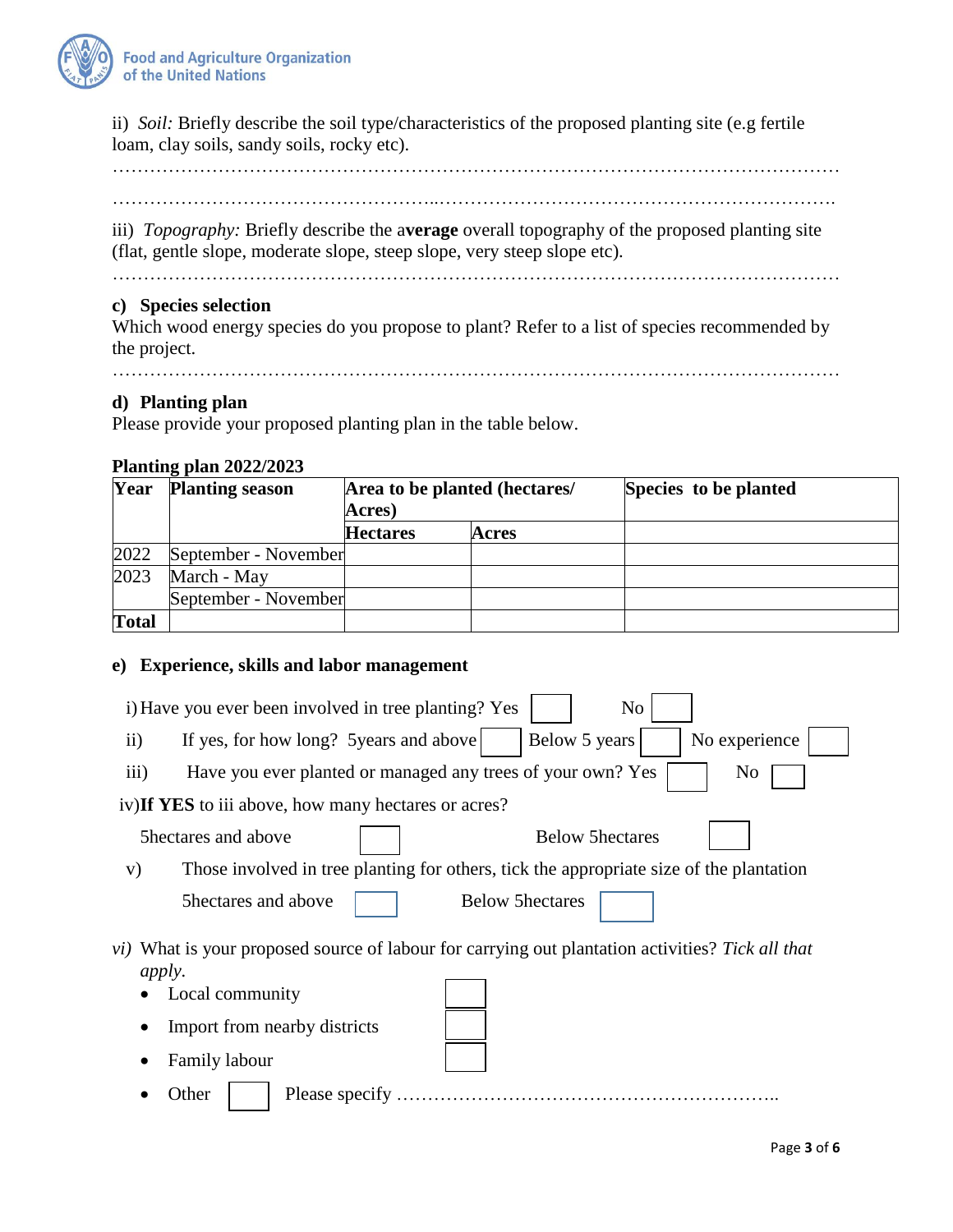ii) *Soil:* Briefly describe the soil type/characteristics of the proposed planting site (e.g fertile loam, clay soils, sandy soils, rocky etc).

……………………………………………………………………………………………………

……………………………………………..……………………………………………………….

iii) *Topography:* Briefly describe the a**verage** overall topography of the proposed planting site (flat, gentle slope, moderate slope, steep slope, very steep slope etc).

……………………………………………………………………………………………………

### c) Species selection

Which wood energy species do you propose to plant? Refer to a list of species recommended by the project.

……………………………………………………………………………………………………

### d) Planting plan

Please provide your proposed planting plan in the table below.

**Planting plan 2022/2023**

| **Year** | **Planting season** | **Area to be planted (hectares/ Acres)** | | **Species to be planted** |
|---|---|---|---|---|
| | | **Hectares** | **Acres** | |
| 2022 | September - November | | | |
| 2023 | March - May | | | |
| | September - November | | | |
| **Total** | | | | |

### e) Experience, skills and labor management

i) Have you ever been involved in tree planting? Yes ☐ No ☐

ii) If yes, for how long? 5years and above ☐ Below 5 years ☐ No experience ☐

iii) Have you ever planted or managed any trees of your own? Yes ☐ No ☐

iv) **If YES** to iii above, how many hectares or acres?

5hectares and above ☐ Below 5hectares ☐

v) Those involved in tree planting for others, tick the appropriate size of the plantation

5hectares and above ☐ Below 5hectares ☐

*vi)* What is your proposed source of labour for carrying out plantation activities? *Tick all that apply.*

- Local community ☐
- Import from nearby districts ☐
- Family labour ☐
- Other ☐ Please specify …………………………………………………..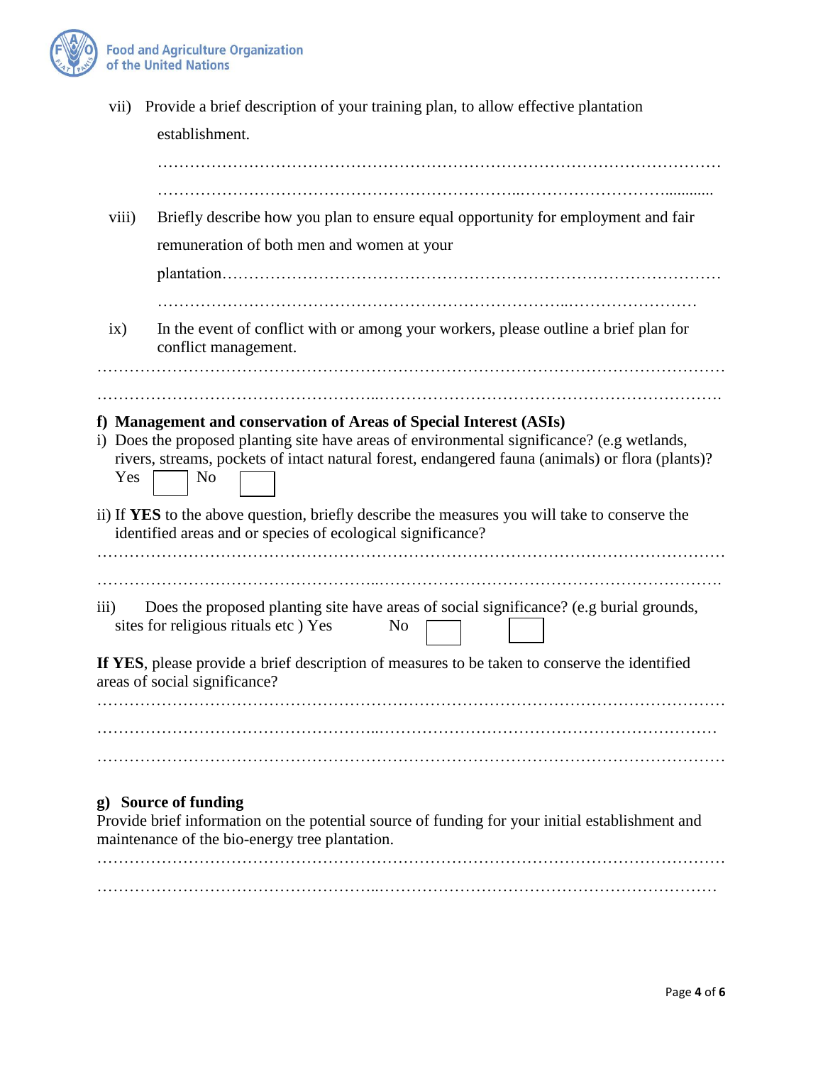vii) Provide a brief description of your training plan, to allow effective plantation establishment.

…………………………………………………………………………………………………

…………………………………………………………...…………………………............

viii) Briefly describe how you plan to ensure equal opportunity for employment and fair remuneration of both men and women at your plantation………………………………………………………………………………

………………………………………………………………………...……………………

ix) In the event of conflict with or among your workers, please outline a brief plan for conflict management.

……………………………………………………………………………………………………

……………………………………………...………………………………………………….

**f) Management and conservation of Areas of Special Interest (ASIs)**

i) Does the proposed planting site have areas of environmental significance? (e.g wetlands, rivers, streams, pockets of intact natural forest, endangered fauna (animals) or flora (plants)?

Yes ☐ No ☐

ii) If **YES** to the above question, briefly describe the measures you will take to conserve the identified areas and or species of ecological significance?

……………………………………………………………………………………………………

……………………………………………...………………………………………………….

iii) Does the proposed planting site have areas of social significance? (e.g burial grounds, sites for religious rituals etc ) Yes ☐ No ☐

**If YES**, please provide a brief description of measures to be taken to conserve the identified areas of social significance?

……………………………………………………………………………………………………

……………………………………………...…………………………………………………

……………………………………………………………………………………………………

**g) Source of funding**

Provide brief information on the potential source of funding for your initial establishment and maintenance of the bio-energy tree plantation.

……………………………………………………………………………………………………

……………………………………………...…………………………………………………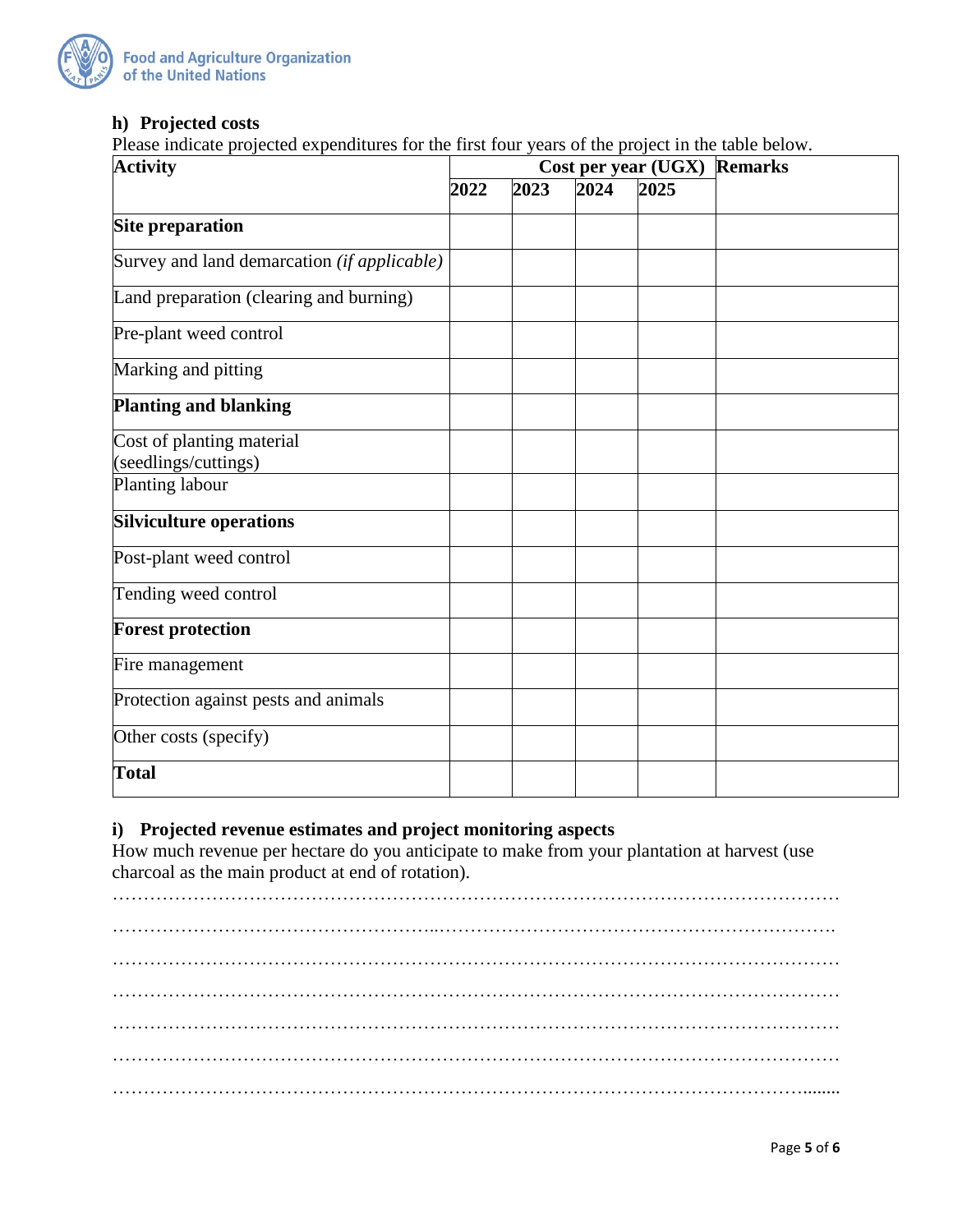### h) Projected costs

Please indicate projected expenditures for the first four years of the project in the table below.

| Activity | Cost per year (UGX) | | | | Remarks |
|---|---|---|---|---|---|
| | 2022 | 2023 | 2024 | 2025 | |
| **Site preparation** | | | | | |
| Survey and land demarcation *(if applicable)* | | | | | |
| Land preparation (clearing and burning) | | | | | |
| Pre-plant weed control | | | | | |
| Marking and pitting | | | | | |
| **Planting and blanking** | | | | | |
| Cost of planting material (seedlings/cuttings) | | | | | |
| Planting labour | | | | | |
| **Silviculture operations** | | | | | |
| Post-plant weed control | | | | | |
| Tending weed control | | | | | |
| **Forest protection** | | | | | |
| Fire management | | | | | |
| Protection against pests and animals | | | | | |
| Other costs (specify) | | | | | |
| **Total** | | | | | |

### i) Projected revenue estimates and project monitoring aspects

How much revenue per hectare do you anticipate to make from your plantation at harvest (use charcoal as the main product at end of rotation).

…………………………………………………………………………………………………………

…………………………………………………………………………………………………………

…………………………………………………………………………………………………………

…………………………………………………………………………………………………………

…………………………………………………………………………………………………………

…………………………………………………………………………………………………………

…………………………………………………………………………………………………………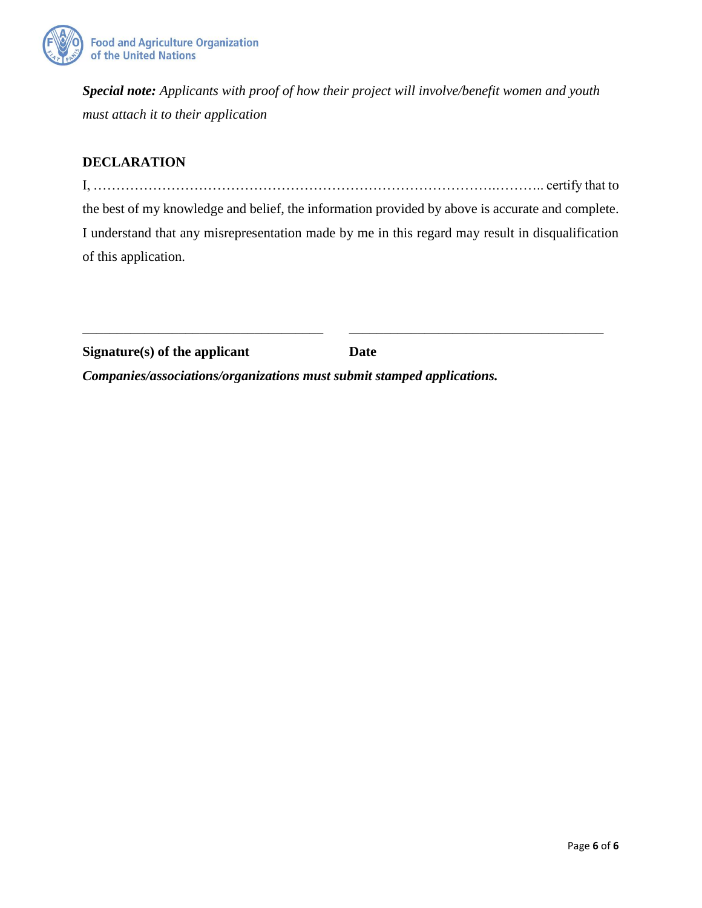***Special note:*** *Applicants with proof of how their project will involve/benefit women and youth must attach it to their application*

**DECLARATION**

I, ………………………………………………………………………………..……….. certify that to the best of my knowledge and belief, the information provided by above is accurate and complete. I understand that any misrepresentation made by me in this regard may result in disqualification of this application.

____________________________________ ______________________________________

**Signature(s) of the applicant** **Date**

***Companies/associations/organizations must submit stamped applications.***